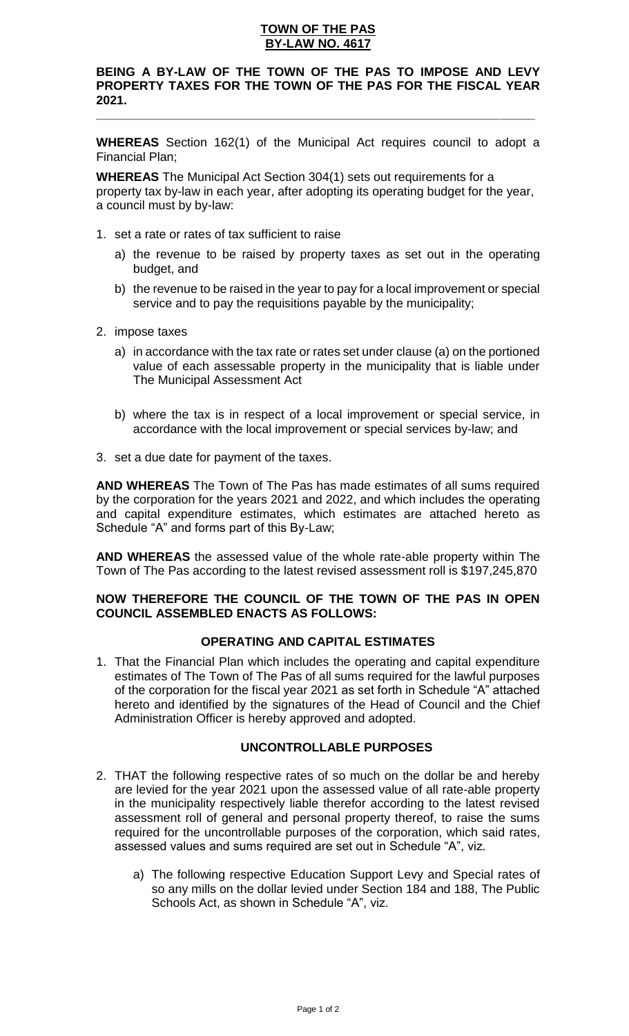**TOWN OF THE PAS**
**BY-LAW NO. 4617**

**BEING A BY-LAW OF THE TOWN OF THE PAS TO IMPOSE AND LEVY PROPERTY TAXES FOR THE TOWN OF THE PAS FOR THE FISCAL YEAR 2021.**

---

**WHEREAS** Section 162(1) of the Municipal Act requires council to adopt a Financial Plan;

**WHEREAS** The Municipal Act Section 304(1) sets out requirements for a property tax by-law in each year, after adopting its operating budget for the year, a council must by by-law:

1. set a rate or rates of tax sufficient to raise
   a) the revenue to be raised by property taxes as set out in the operating budget, and
   b) the revenue to be raised in the year to pay for a local improvement or special service and to pay the requisitions payable by the municipality;
2. impose taxes
   a) in accordance with the tax rate or rates set under clause (a) on the portioned value of each assessable property in the municipality that is liable under The Municipal Assessment Act
   b) where the tax is in respect of a local improvement or special service, in accordance with the local improvement or special services by-law; and
3. set a due date for payment of the taxes.

**AND WHEREAS** The Town of The Pas has made estimates of all sums required by the corporation for the years 2021 and 2022, and which includes the operating and capital expenditure estimates, which estimates are attached hereto as Schedule "A" and forms part of this By-Law;

**AND WHEREAS** the assessed value of the whole rate-able property within The Town of The Pas according to the latest revised assessment roll is $197,245,870

**NOW THEREFORE THE COUNCIL OF THE TOWN OF THE PAS IN OPEN COUNCIL ASSEMBLED ENACTS AS FOLLOWS:**

**OPERATING AND CAPITAL ESTIMATES**

1. That the Financial Plan which includes the operating and capital expenditure estimates of The Town of The Pas of all sums required for the lawful purposes of the corporation for the fiscal year 2021 as set forth in Schedule "A" attached hereto and identified by the signatures of the Head of Council and the Chief Administration Officer is hereby approved and adopted.

**UNCONTROLLABLE PURPOSES**

2. THAT the following respective rates of so much on the dollar be and hereby are levied for the year 2021 upon the assessed value of all rate-able property in the municipality respectively liable therefor according to the latest revised assessment roll of general and personal property thereof, to raise the sums required for the uncontrollable purposes of the corporation, which said rates, assessed values and sums required are set out in Schedule "A", viz.
   a) The following respective Education Support Levy and Special rates of so any mills on the dollar levied under Section 184 and 188, The Public Schools Act, as shown in Schedule "A", viz.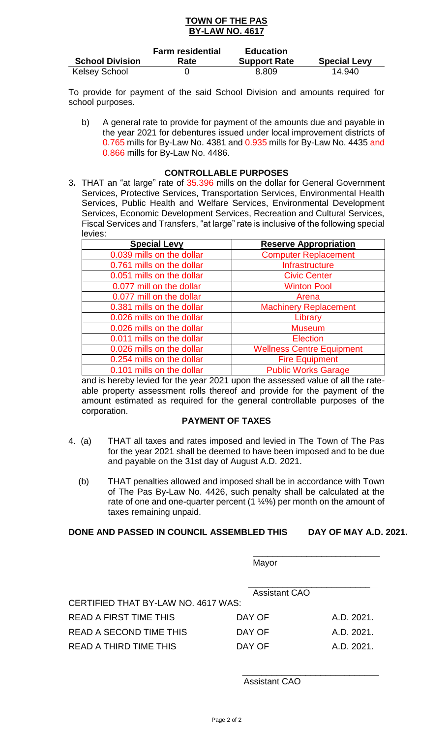**TOWN OF THE PAS**
**BY-LAW NO. 4617**

| School Division | Farm residential Rate | Education Support Rate | Special Levy |
|---|---|---|---|
| Kelsey School | 0 | 8.809 | 14.940 |

To provide for payment of the said School Division and amounts required for school purposes.

b) A general rate to provide for payment of the amounts due and payable in the year 2021 for debentures issued under local improvement districts of 0.765 mills for By-Law No. 4381 and 0.935 mills for By-Law No. 4435 and 0.866 mills for By-Law No. 4486.

## CONTROLLABLE PURPOSES

3. THAT an "at large" rate of 35.396 mills on the dollar for General Government Services, Protective Services, Transportation Services, Environmental Health Services, Public Health and Welfare Services, Environmental Development Services, Economic Development Services, Recreation and Cultural Services, Fiscal Services and Transfers, "at large" rate is inclusive of the following special levies:

| Special Levy | Reserve Appropriation |
|---|---|
| 0.039 mills on the dollar | Computer Replacement |
| 0.761 mills on the dollar | Infrastructure |
| 0.051 mills on the dollar | Civic Center |
| 0.077 mill on the dollar | Winton Pool |
| 0.077 mill on the dollar | Arena |
| 0.381 mills on the dollar | Machinery Replacement |
| 0.026 mills on the dollar | Library |
| 0.026 mills on the dollar | Museum |
| 0.011 mills on the dollar | Election |
| 0.026 mills on the dollar | Wellness Centre Equipment |
| 0.254 mills on the dollar | Fire Equipment |
| 0.101 mills on the dollar | Public Works Garage |

and is hereby levied for the year 2021 upon the assessed value of all the rateable property assessment rolls thereof and provide for the payment of the amount estimated as required for the general controllable purposes of the corporation.

## PAYMENT OF TAXES

4. (a) THAT all taxes and rates imposed and levied in The Town of The Pas for the year 2021 shall be deemed to have been imposed and to be due and payable on the 31st day of August A.D. 2021.

(b) THAT penalties allowed and imposed shall be in accordance with Town of The Pas By-Law No. 4426, such penalty shall be calculated at the rate of one and one-quarter percent (1 ¼%) per month on the amount of taxes remaining unpaid.

**DONE AND PASSED IN COUNCIL ASSEMBLED THIS DAY OF MAY A.D. 2021.**

\_\_\_\_\_\_\_\_\_\_\_\_\_\_\_\_\_\_\_\_\_\_\_\_\_\_
Mayor

\_\_\_\_\_\_\_\_\_\_\_\_\_\_\_\_\_\_\_\_\_\_\_\_\_\_
Assistant CAO

CERTIFIED THAT BY-LAW NO. 4617 WAS:

| | | |
|---|---|---|
| READ A FIRST TIME THIS | DAY OF | A.D. 2021. |
| READ A SECOND TIME THIS | DAY OF | A.D. 2021. |
| READ A THIRD TIME THIS | DAY OF | A.D. 2021. |

\_\_\_\_\_\_\_\_\_\_\_\_\_\_\_\_\_\_\_\_\_\_\_\_\_\_
Assistant CAO